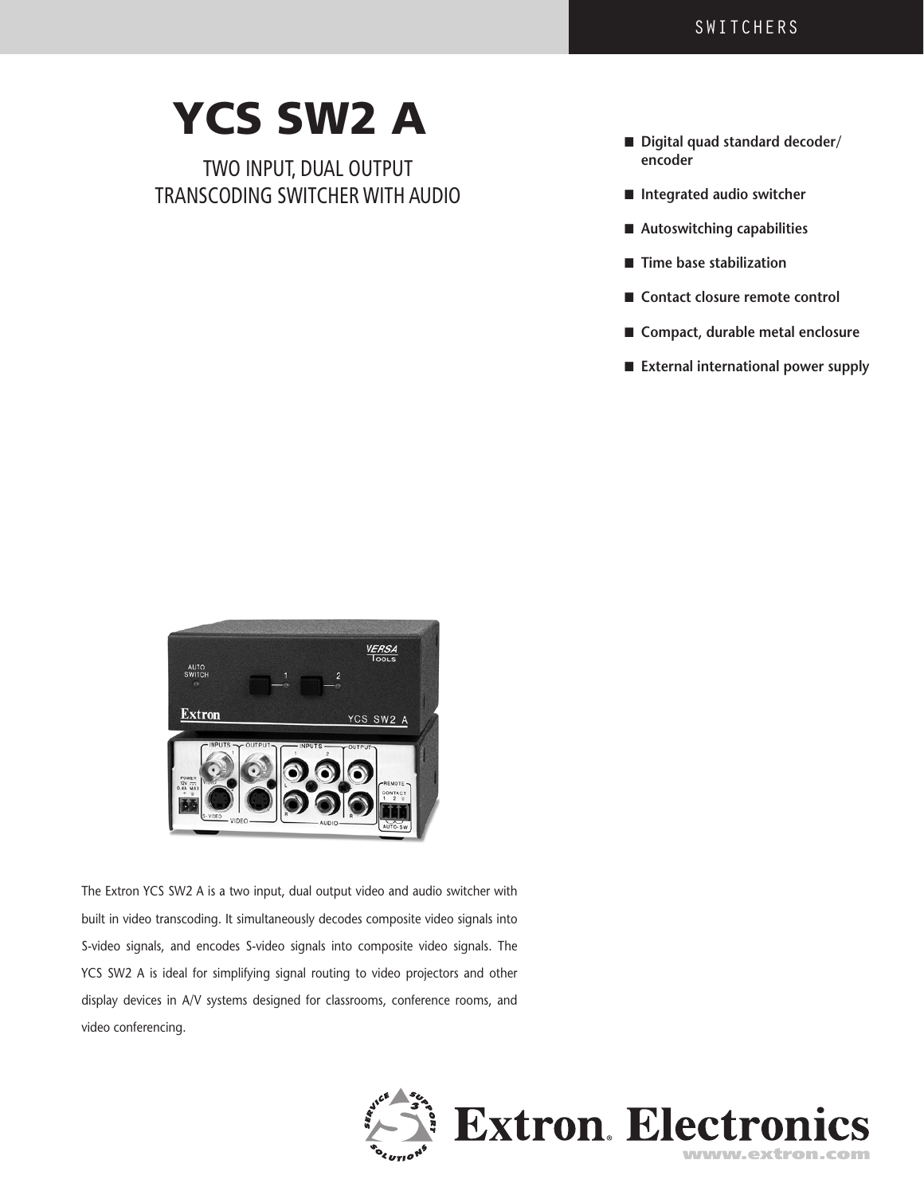# YCS SW2 A

## TWO INPUT, DUAL OUTPUT TRANSCODING SWITCHER WITH AUDIO

- **Digital quad standard decoder/ encoder**
- **Integrated audio switcher**
- **Autoswitching capabilities**
- **Time base stabilization**
- **Contact closure remote control**
- **Compact, durable metal enclosure**
- **External international power supply**

The Extron YCS SW2 A is a two input, dual output video and audio switcher with built in video transcoding. It simultaneously decodes composite video signals into S-video signals, and encodes S-video signals into composite video signals. The YCS SW2 A is ideal for simplifying signal routing to video projectors and other display devices in A/V systems designed for classrooms, conference rooms, and video conferencing.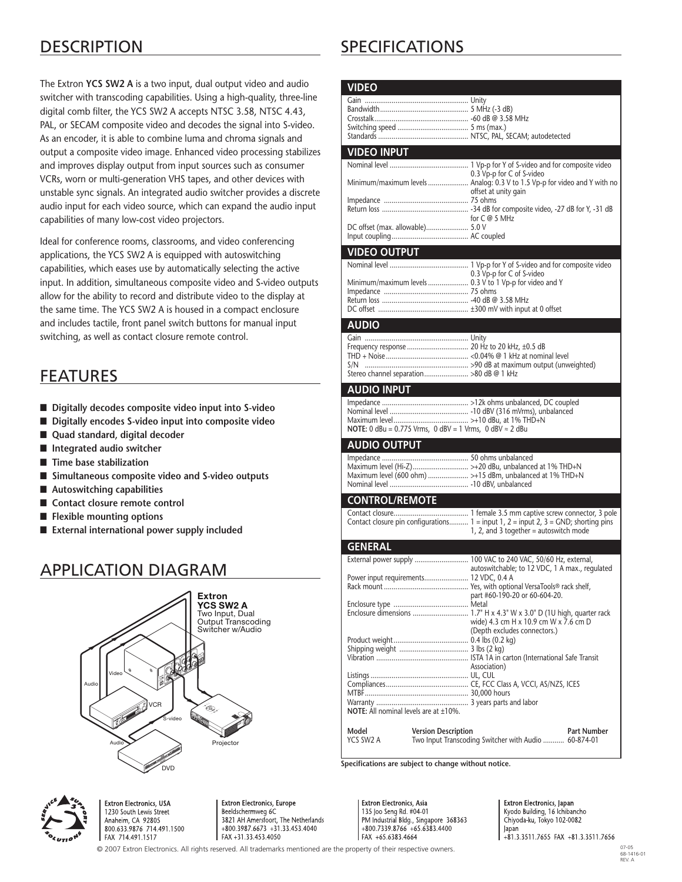## DESCRIPTION

The Extron **YCS SW2 A** is a two input, dual output video and audio switcher with transcoding capabilities. Using a high-quality, three-line digital comb filter, the YCS SW2 A accepts NTSC 3.58, NTSC 4.43, PAL, or SECAM composite video and decodes the signal into S-video. As an encoder, it is able to combine luma and chroma signals and output a composite video image. Enhanced video processing stabilizes and improves display output from input sources such as consumer VCRs, worn or multi-generation VHS tapes, and other devices with unstable sync signals. An integrated audio switcher provides a discrete audio input for each video source, which can expand the audio input capabilities of many low-cost video projectors.

Ideal for conference rooms, classrooms, and video conferencing applications, the YCS SW2 A is equipped with autoswitching capabilities, which eases use by automatically selecting the active input. In addition, simultaneous composite video and S-video outputs allow for the ability to record and distribute video to the display at the same time. The YCS SW2 A is housed in a compact enclosure and includes tactile, front panel switch buttons for manual input switching, as well as contact closure remote control.

## FEATURES

- **Digitally decodes composite video input into S-video**
- **Digitally encodes S-video input into composite video**
- **Quad standard, digital decoder**
- **Integrated audio switcher**
- **Time base stabilization**
- **Simultaneous composite video and S-video outputs**
- **Autoswitching capabilities**
- **Contact closure remote control**
- **Flexible mounting options**
- **External international power supply included**

## APPLICATION DIAGRAM

**Extron**
**YCS SW2 A**
Two Input, Dual Output Transcoding Switcher w/Audio

Video
Audio
VCR
S-video
Audio
Projector
DVD

## SPECIFICATIONS

### VIDEO

Gain .......... Unity
Bandwidth .......... 5 MHz (-3 dB)
Crosstalk .......... -60 dB @ 3.58 MHz
Switching speed .......... 5 ms (max.)
Standards .......... NTSC, PAL, SECAM; autodetected

### VIDEO INPUT

Nominal level .......... 1 Vp-p for Y of S-video and for composite video; 0.3 Vp-p for C of S-video
Minimum/maximum levels .......... Analog: 0.3 V to 1.5 Vp-p for video and Y with no offset at unity gain
Impedance .......... 75 ohms
Return loss .......... -34 dB for composite video, -27 dB for Y, -31 dB for C @ 5 MHz
DC offset (max. allowable) .......... 5.0 V
Input coupling .......... AC coupled

### VIDEO OUTPUT

Nominal level .......... 1 Vp-p for Y of S-video and for composite video; 0.3 Vp-p for C of S-video
Minimum/maximum levels .......... 0.3 V to 1 Vp-p for video and Y
Impedance .......... 75 ohms
Return loss .......... -40 dB @ 3.58 MHz
DC offset .......... ±300 mV with input at 0 offset

### AUDIO

Gain .......... Unity
Frequency response .......... 20 Hz to 20 kHz, ±0.5 dB
THD + Noise .......... <0.04% @ 1 kHz at nominal level
S/N .......... >90 dB at maximum output (unweighted)
Stereo channel separation .......... >80 dB @ 1 kHz

### AUDIO INPUT

Impedance .......... >12k ohms unbalanced, DC coupled
Nominal level .......... -10 dBV (316 mVrms), unbalanced
Maximum level .......... >+10 dBu, at 1% THD+N
**NOTE:** 0 dBu = 0.775 Vrms, 0 dBV = 1 Vrms, 0 dBV ≈ 2 dBu

### AUDIO OUTPUT

Impedance .......... 50 ohms unbalanced
Maximum level (Hi-Z) .......... >+20 dBu, unbalanced at 1% THD+N
Maximum level (600 ohm) .......... >+15 dBm, unbalanced at 1% THD+N
Nominal level .......... -10 dBV, unbalanced

### CONTROL/REMOTE

Contact closure .......... 1 female 3.5 mm captive screw connector, 3 pole
Contact closure pin configurations .......... 1 = input 1, 2 = input 2, 3 = GND; shorting pins 1, 2, and 3 together = autoswitch mode

### GENERAL

External power supply .......... 100 VAC to 240 VAC, 50/60 Hz, external, autoswitchable; to 12 VDC, 1 A max., regulated
Power input requirements .......... 12 VDC, 0.4 A
Rack mount .......... Yes, with optional VersaTools® rack shelf, part #60-190-20 or 60-604-20.
Enclosure type .......... Metal
Enclosure dimensions .......... 1.7" H x 4.3" W x 3.0" D (1U high, quarter rack wide) 4.3 cm H x 10.9 cm W x 7.6 cm D (Depth excludes connectors.)
Product weight .......... 0.4 lbs (0.2 kg)
Shipping weight .......... 3 lbs (2 kg)
Vibration .......... ISTA 1A in carton (International Safe Transit Association)
Listings .......... UL, CUL
Compliances .......... CE, FCC Class A, VCCI, AS/NZS, ICES
MTBF .......... 30,000 hours
Warranty .......... 3 years parts and labor
**NOTE:** All nominal levels are at ±10%.

| Model | Version Description | Part Number |
|---|---|---|
| YCS SW2 A | Two Input Transcoding Switcher with Audio | 60-874-01 |

**Specifications are subject to change without notice.**

**Extron Electronics, USA**
1230 South Lewis Street
Anaheim, CA 92805
800.633.9876 714.491.1500
FAX 714.491.1517

**Extron Electronics, Europe**
Beeldschermweg 6C
3821 AH Amersfoort, The Netherlands
+800.3987.6673 +31.33.453.4040
FAX +31.33.453.4050

**Extron Electronics, Asia**
135 Joo Seng Rd. #04-01
PM Industrial Bldg., Singapore 368363
+800.7339.8766 +65.6383.4400
FAX +65.6383.4664

**Extron Electronics, Japan**
Kyodo Building, 16 Ichibancho
Chiyoda-ku, Tokyo 102-0082
Japan
+81.3.3511.7655 FAX +81.3.3511.7656

© 2007 Extron Electronics. All rights reserved. All trademarks mentioned are the property of their respective owners.

07-05
68-1416-01
REV. A